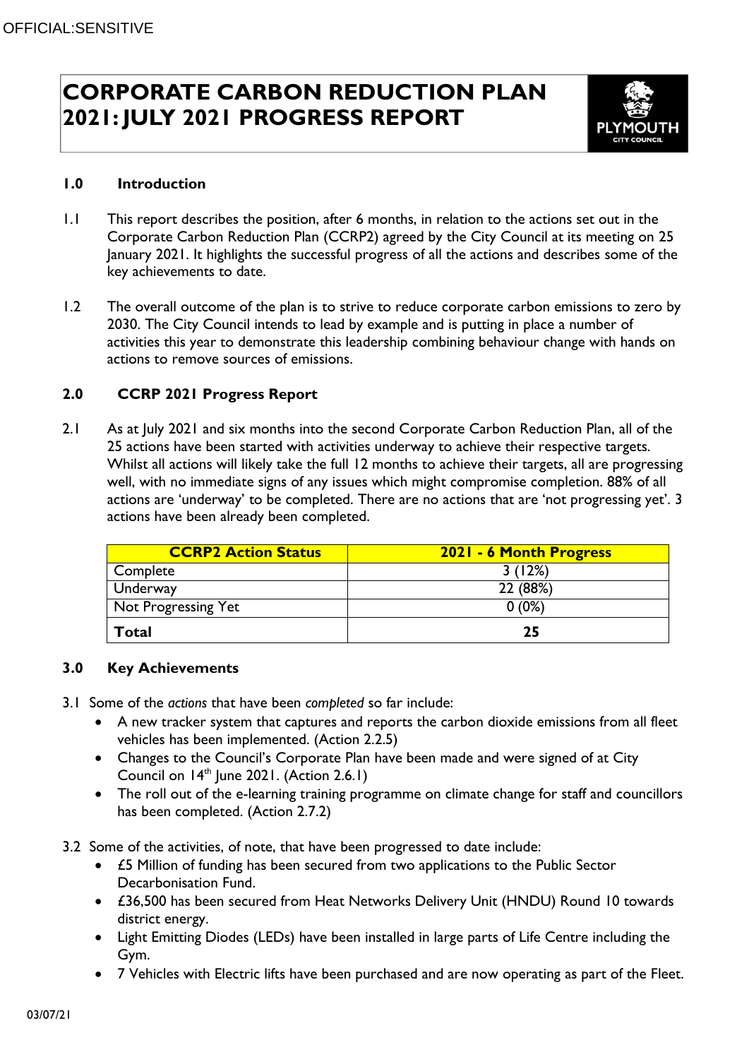# CORPORATE CARBON REDUCTION PLAN 2021: JULY 2021 PROGRESS REPORT

## 1.0 Introduction

1.1 This report describes the position, after 6 months, in relation to the actions set out in the Corporate Carbon Reduction Plan (CCRP2) agreed by the City Council at its meeting on 25 January 2021. It highlights the successful progress of all the actions and describes some of the key achievements to date.

1.2 The overall outcome of the plan is to strive to reduce corporate carbon emissions to zero by 2030. The City Council intends to lead by example and is putting in place a number of activities this year to demonstrate this leadership combining behaviour change with hands on actions to remove sources of emissions.

## 2.0 CCRP 2021 Progress Report

2.1 As at July 2021 and six months into the second Corporate Carbon Reduction Plan, all of the 25 actions have been started with activities underway to achieve their respective targets. Whilst all actions will likely take the full 12 months to achieve their targets, all are progressing well, with no immediate signs of any issues which might compromise completion. 88% of all actions are 'underway' to be completed. There are no actions that are 'not progressing yet'. 3 actions have been already been completed.

| CCRP2 Action Status | 2021 - 6 Month Progress |
|---|---|
| Complete | 3 (12%) |
| Underway | 22 (88%) |
| Not Progressing Yet | 0 (0%) |
| **Total** | **25** |

## 3.0 Key Achievements

3.1 Some of the *actions* that have been *completed* so far include:

- A new tracker system that captures and reports the carbon dioxide emissions from all fleet vehicles has been implemented. (Action 2.2.5)
- Changes to the Council's Corporate Plan have been made and were signed of at City Council on 14th June 2021. (Action 2.6.1)
- The roll out of the e-learning training programme on climate change for staff and councillors has been completed. (Action 2.7.2)

3.2 Some of the activities, of note, that have been progressed to date include:

- £5 Million of funding has been secured from two applications to the Public Sector Decarbonisation Fund.
- £36,500 has been secured from Heat Networks Delivery Unit (HNDU) Round 10 towards district energy.
- Light Emitting Diodes (LEDs) have been installed in large parts of Life Centre including the Gym.
- 7 Vehicles with Electric lifts have been purchased and are now operating as part of the Fleet.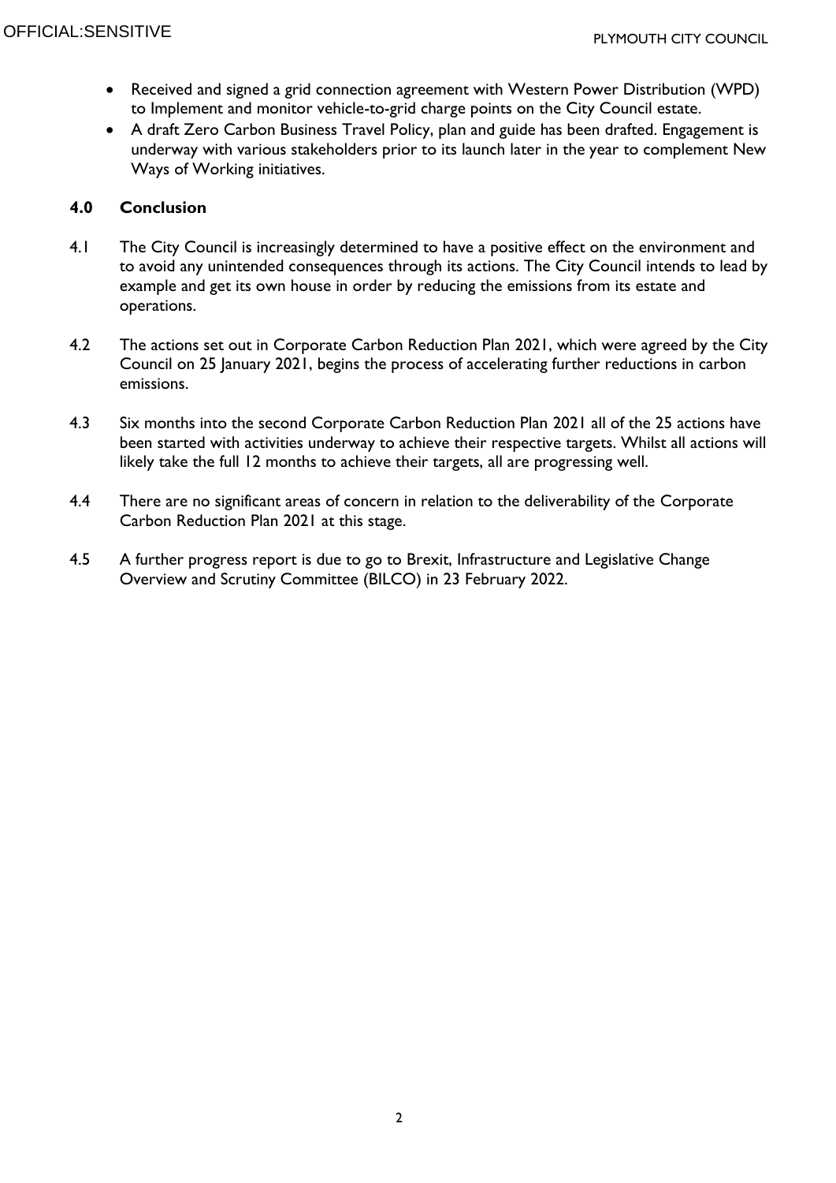- Received and signed a grid connection agreement with Western Power Distribution (WPD) to Implement and monitor vehicle-to-grid charge points on the City Council estate.
- A draft Zero Carbon Business Travel Policy, plan and guide has been drafted. Engagement is underway with various stakeholders prior to its launch later in the year to complement New Ways of Working initiatives.

## 4.0 Conclusion

4.1 The City Council is increasingly determined to have a positive effect on the environment and to avoid any unintended consequences through its actions. The City Council intends to lead by example and get its own house in order by reducing the emissions from its estate and operations.

4.2 The actions set out in Corporate Carbon Reduction Plan 2021, which were agreed by the City Council on 25 January 2021, begins the process of accelerating further reductions in carbon emissions.

4.3 Six months into the second Corporate Carbon Reduction Plan 2021 all of the 25 actions have been started with activities underway to achieve their respective targets. Whilst all actions will likely take the full 12 months to achieve their targets, all are progressing well.

4.4 There are no significant areas of concern in relation to the deliverability of the Corporate Carbon Reduction Plan 2021 at this stage.

4.5 A further progress report is due to go to Brexit, Infrastructure and Legislative Change Overview and Scrutiny Committee (BILCO) in 23 February 2022.